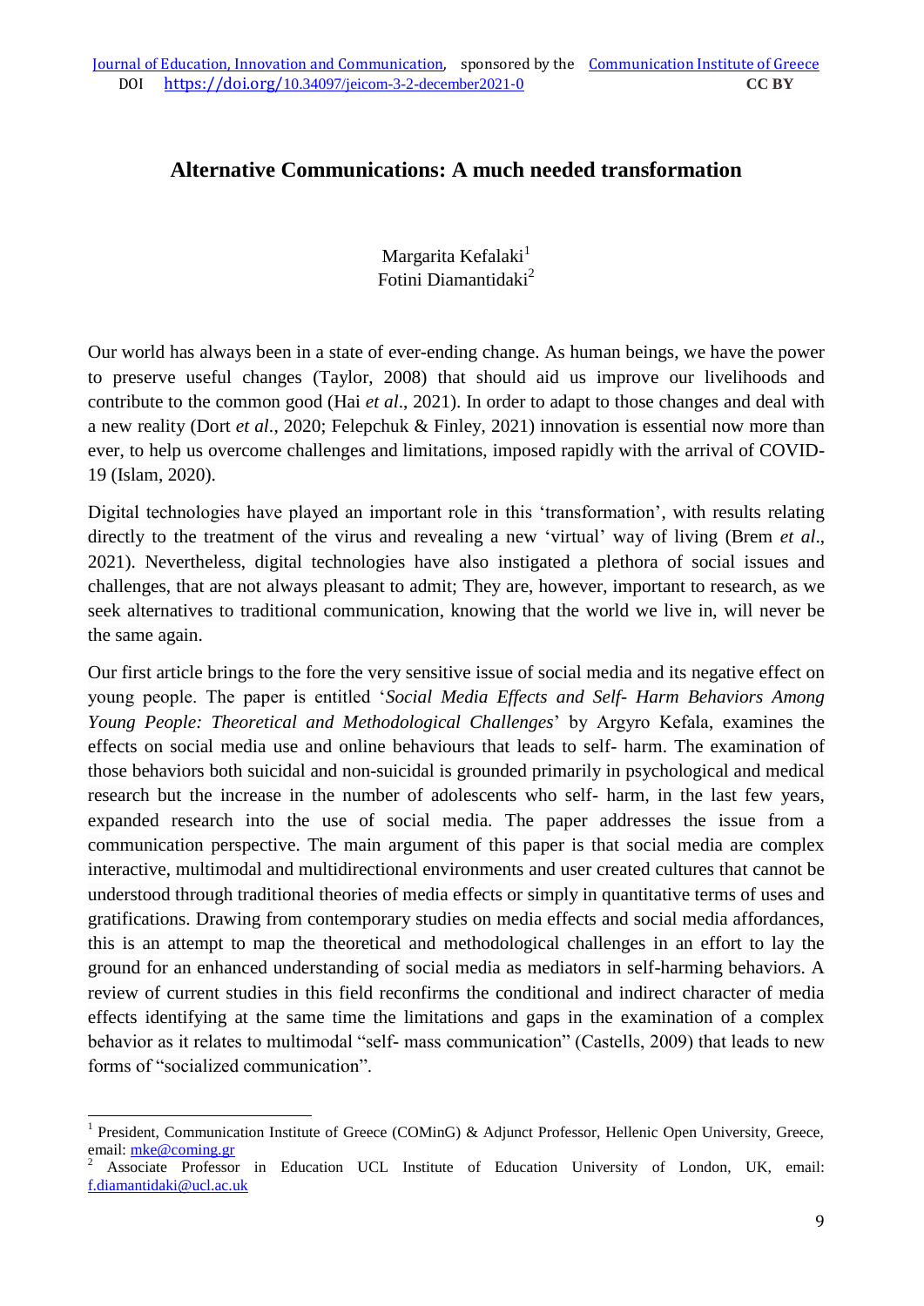# Alternative Communications: A much needed transformation

Margarita Kefalaki[1]
Fotini Diamantidaki[2]

Our world has always been in a state of ever-ending change. As human beings, we have the power to preserve useful changes (Taylor, 2008) that should aid us improve our livelihoods and contribute to the common good (Hai *et al*., 2021). In order to adapt to those changes and deal with a new reality (Dort *et al*., 2020; Felepchuk & Finley, 2021) innovation is essential now more than ever, to help us overcome challenges and limitations, imposed rapidly with the arrival of COVID-19 (Islam, 2020).

Digital technologies have played an important role in this 'transformation', with results relating directly to the treatment of the virus and revealing a new 'virtual' way of living (Brem *et al*., 2021). Nevertheless, digital technologies have also instigated a plethora of social issues and challenges, that are not always pleasant to admit; They are, however, important to research, as we seek alternatives to traditional communication, knowing that the world we live in, will never be the same again.

Our first article brings to the fore the very sensitive issue of social media and its negative effect on young people. The paper is entitled '*Social Media Effects and Self- Harm Behaviors Among Young People: Theoretical and Methodological Challenges*' by Argyro Kefala, examines the effects on social media use and online behaviours that leads to self- harm. The examination of those behaviors both suicidal and non-suicidal is grounded primarily in psychological and medical research but the increase in the number of adolescents who self- harm, in the last few years, expanded research into the use of social media. The paper addresses the issue from a communication perspective. The main argument of this paper is that social media are complex interactive, multimodal and multidirectional environments and user created cultures that cannot be understood through traditional theories of media effects or simply in quantitative terms of uses and gratifications. Drawing from contemporary studies on media effects and social media affordances, this is an attempt to map the theoretical and methodological challenges in an effort to lay the ground for an enhanced understanding of social media as mediators in self-harming behaviors. A review of current studies in this field reconfirms the conditional and indirect character of media effects identifying at the same time the limitations and gaps in the examination of a complex behavior as it relates to multimodal "self- mass communication" (Castells, 2009) that leads to new forms of "socialized communication".

---

[1] President, Communication Institute of Greece (COMinG) & Adjunct Professor, Hellenic Open University, Greece, email: mke@coming.gr

[2] Associate Professor in Education UCL Institute of Education University of London, UK, email: f.diamantidaki@ucl.ac.uk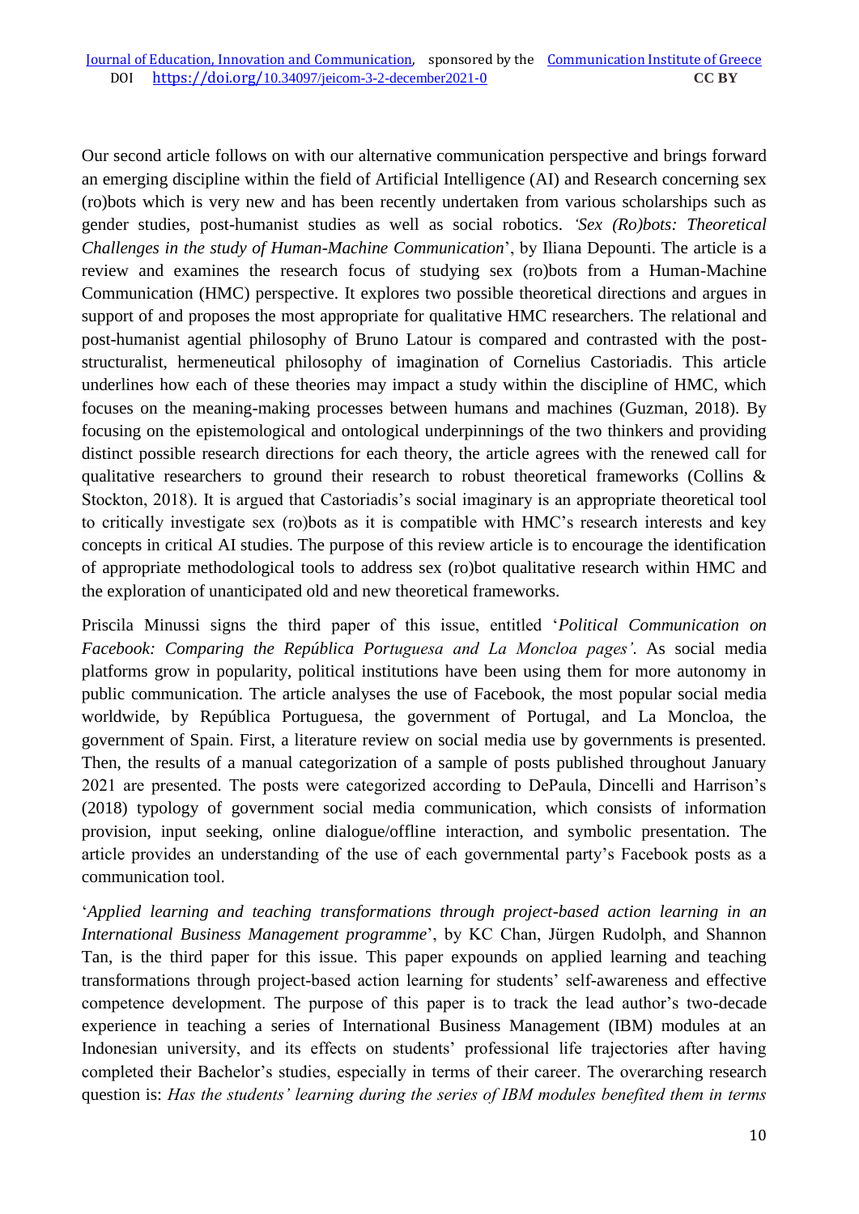Our second article follows on with our alternative communication perspective and brings forward an emerging discipline within the field of Artificial Intelligence (AI) and Research concerning sex (ro)bots which is very new and has been recently undertaken from various scholarships such as gender studies, post-humanist studies as well as social robotics. *'Sex (Ro)bots: Theoretical Challenges in the study of Human-Machine Communication*', by Iliana Depounti. The article is a review and examines the research focus of studying sex (ro)bots from a Human-Machine Communication (HMC) perspective. It explores two possible theoretical directions and argues in support of and proposes the most appropriate for qualitative HMC researchers. The relational and post-humanist agential philosophy of Bruno Latour is compared and contrasted with the post-structuralist, hermeneutical philosophy of imagination of Cornelius Castoriadis. This article underlines how each of these theories may impact a study within the discipline of HMC, which focuses on the meaning-making processes between humans and machines (Guzman, 2018). By focusing on the epistemological and ontological underpinnings of the two thinkers and providing distinct possible research directions for each theory, the article agrees with the renewed call for qualitative researchers to ground their research to robust theoretical frameworks (Collins & Stockton, 2018). It is argued that Castoriadis's social imaginary is an appropriate theoretical tool to critically investigate sex (ro)bots as it is compatible with HMC's research interests and key concepts in critical AI studies. The purpose of this review article is to encourage the identification of appropriate methodological tools to address sex (ro)bot qualitative research within HMC and the exploration of unanticipated old and new theoretical frameworks.

Priscila Minussi signs the third paper of this issue, entitled '*Political Communication on Facebook: Comparing the República Portuguesa and La Moncloa pages'*. As social media platforms grow in popularity, political institutions have been using them for more autonomy in public communication. The article analyses the use of Facebook, the most popular social media worldwide, by República Portuguesa, the government of Portugal, and La Moncloa, the government of Spain. First, a literature review on social media use by governments is presented. Then, the results of a manual categorization of a sample of posts published throughout January 2021 are presented. The posts were categorized according to DePaula, Dincelli and Harrison's (2018) typology of government social media communication, which consists of information provision, input seeking, online dialogue/offline interaction, and symbolic presentation. The article provides an understanding of the use of each governmental party's Facebook posts as a communication tool.

'*Applied learning and teaching transformations through project-based action learning in an International Business Management programme*', by KC Chan, Jürgen Rudolph, and Shannon Tan, is the third paper for this issue. This paper expounds on applied learning and teaching transformations through project-based action learning for students' self-awareness and effective competence development. The purpose of this paper is to track the lead author's two-decade experience in teaching a series of International Business Management (IBM) modules at an Indonesian university, and its effects on students' professional life trajectories after having completed their Bachelor's studies, especially in terms of their career. The overarching research question is: *Has the students' learning during the series of IBM modules benefited them in terms*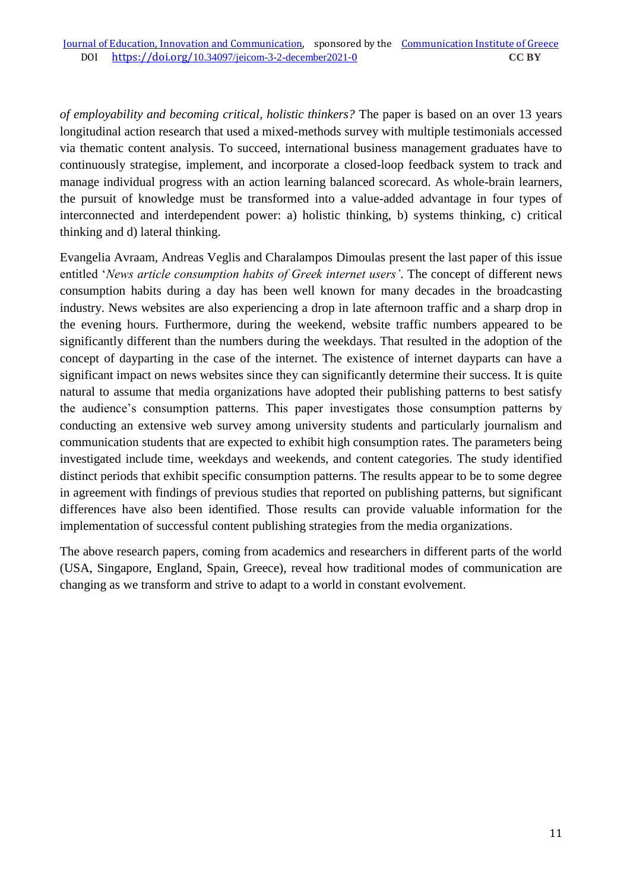*of employability and becoming critical, holistic thinkers?* The paper is based on an over 13 years longitudinal action research that used a mixed-methods survey with multiple testimonials accessed via thematic content analysis. To succeed, international business management graduates have to continuously strategise, implement, and incorporate a closed-loop feedback system to track and manage individual progress with an action learning balanced scorecard. As whole-brain learners, the pursuit of knowledge must be transformed into a value-added advantage in four types of interconnected and interdependent power: a) holistic thinking, b) systems thinking, c) critical thinking and d) lateral thinking.

Evangelia Avraam, Andreas Veglis and Charalampos Dimoulas present the last paper of this issue entitled '*News article consumption habits of Greek internet users'*. The concept of different news consumption habits during a day has been well known for many decades in the broadcasting industry. News websites are also experiencing a drop in late afternoon traffic and a sharp drop in the evening hours. Furthermore, during the weekend, website traffic numbers appeared to be significantly different than the numbers during the weekdays. That resulted in the adoption of the concept of dayparting in the case of the internet. The existence of internet dayparts can have a significant impact on news websites since they can significantly determine their success. It is quite natural to assume that media organizations have adopted their publishing patterns to best satisfy the audience's consumption patterns. This paper investigates those consumption patterns by conducting an extensive web survey among university students and particularly journalism and communication students that are expected to exhibit high consumption rates. The parameters being investigated include time, weekdays and weekends, and content categories. The study identified distinct periods that exhibit specific consumption patterns. The results appear to be to some degree in agreement with findings of previous studies that reported on publishing patterns, but significant differences have also been identified. Those results can provide valuable information for the implementation of successful content publishing strategies from the media organizations.

The above research papers, coming from academics and researchers in different parts of the world (USA, Singapore, England, Spain, Greece), reveal how traditional modes of communication are changing as we transform and strive to adapt to a world in constant evolvement.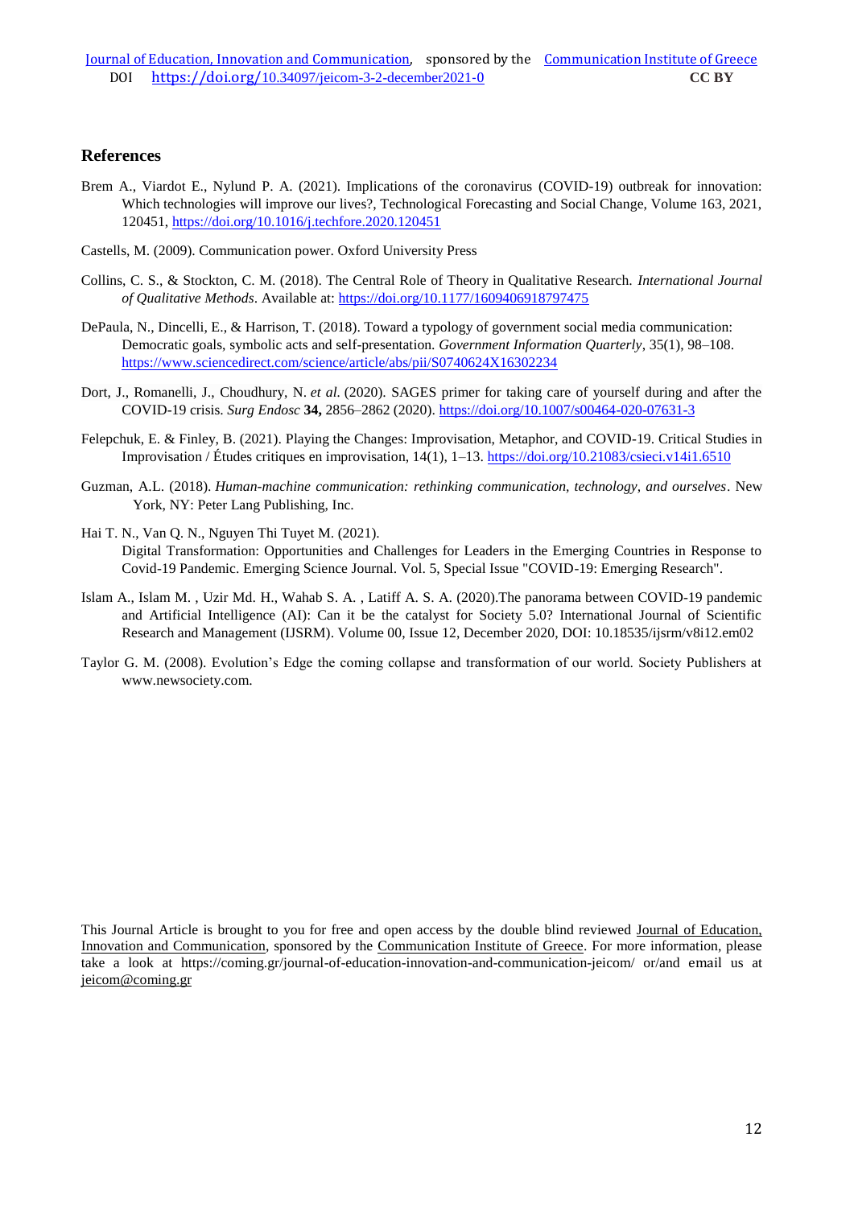## References

Brem A., Viardot E., Nylund P. A. (2021). Implications of the coronavirus (COVID-19) outbreak for innovation: Which technologies will improve our lives?, Technological Forecasting and Social Change, Volume 163, 2021, 120451, https://doi.org/10.1016/j.techfore.2020.120451

Castells, M. (2009). Communication power. Oxford University Press

Collins, C. S., & Stockton, C. M. (2018). The Central Role of Theory in Qualitative Research. *International Journal of Qualitative Methods*. Available at: https://doi.org/10.1177/1609406918797475

DePaula, N., Dincelli, E., & Harrison, T. (2018). Toward a typology of government social media communication: Democratic goals, symbolic acts and self-presentation. *Government Information Quarterly*, 35(1), 98–108. https://www.sciencedirect.com/science/article/abs/pii/S0740624X16302234

Dort, J., Romanelli, J., Choudhury, N. *et al.* (2020). SAGES primer for taking care of yourself during and after the COVID-19 crisis. *Surg Endosc* **34,** 2856–2862 (2020). https://doi.org/10.1007/s00464-020-07631-3

Felepchuk, E. & Finley, B. (2021). Playing the Changes: Improvisation, Metaphor, and COVID-19. Critical Studies in Improvisation / Études critiques en improvisation, 14(1), 1–13. https://doi.org/10.21083/csieci.v14i1.6510

Guzman, A.L. (2018). *Human-machine communication: rethinking communication, technology, and ourselves*. New York, NY: Peter Lang Publishing, Inc.

Hai T. N., Van Q. N., Nguyen Thi Tuyet M. (2021). Digital Transformation: Opportunities and Challenges for Leaders in the Emerging Countries in Response to Covid-19 Pandemic. Emerging Science Journal. Vol. 5, Special Issue "COVID-19: Emerging Research".

Islam A., Islam M. , Uzir Md. H., Wahab S. A. , Latiff A. S. A. (2020).The panorama between COVID-19 pandemic and Artificial Intelligence (AI): Can it be the catalyst for Society 5.0? International Journal of Scientific Research and Management (IJSRM). Volume 00, Issue 12, December 2020, DOI: 10.18535/ijsrm/v8i12.em02

Taylor G. M. (2008). Evolution's Edge the coming collapse and transformation of our world. Society Publishers at www.newsociety.com.

This Journal Article is brought to you for free and open access by the double blind reviewed Journal of Education, Innovation and Communication, sponsored by the Communication Institute of Greece. For more information, please take a look at https://coming.gr/journal-of-education-innovation-and-communication-jeicom/ or/and email us at jeicom@coming.gr